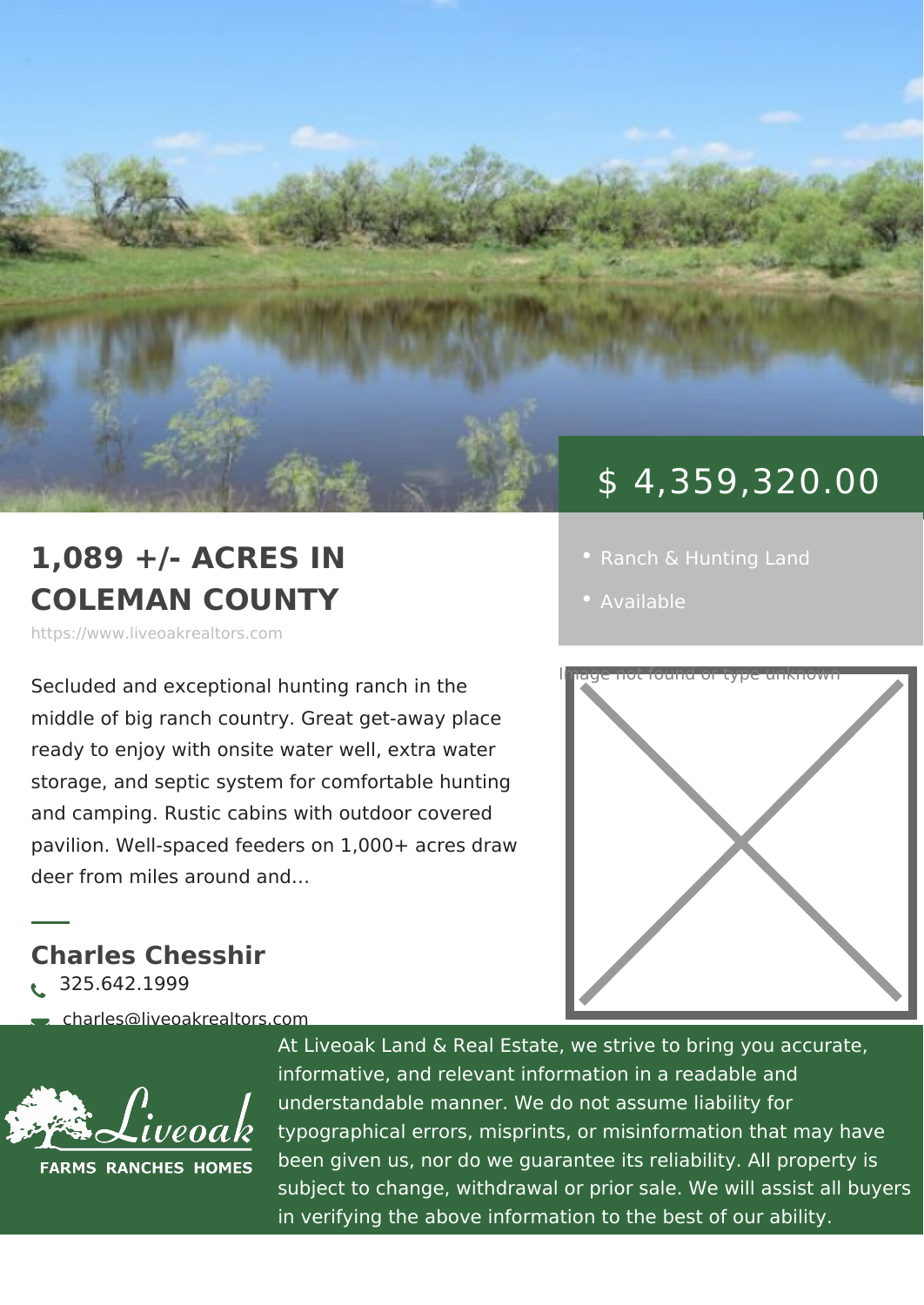$ 4,359,320.00

- Ranch & Hunting Land
- Available

# 1,089 +/- ACRES IN COLEMAN COUNTY

https://www.liveoakrealtors.com

Image not found or type unknown

Secluded and exceptional hunting ranch in the middle of big ranch country. Great get-away place ready to enjoy with onsite water well, extra water storage, and septic system for comfortable hunting and camping. Rustic cabins with outdoor covered pavilion. Well-spaced feeders on 1,000+ acres draw deer from miles around and…

## Charles Chesshir

325.642.1999

charles@liveoakrealtors.com

Liveoak
FARMS RANCHES HOMES

At Liveoak Land & Real Estate, we strive to bring you accurate, informative, and relevant information in a readable and understandable manner. We do not assume liability for typographical errors, misprints, or misinformation that may have been given us, nor do we guarantee its reliability. All property is subject to change, withdrawal or prior sale. We will assist all buyers in verifying the above information to the best of our ability.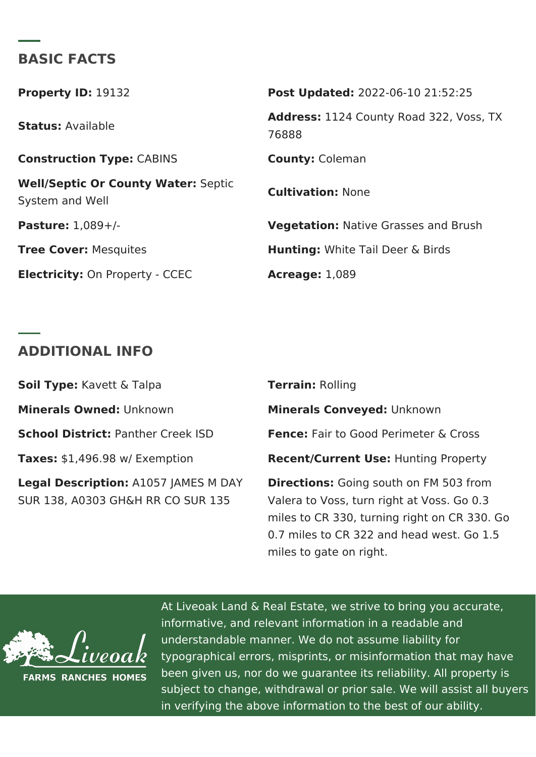## BASIC FACTS

**Property ID:** 19132

**Post Updated:** 2022-06-10 21:52:25

**Status:** Available

**Address:** 1124 County Road 322, Voss, TX 76888

**Construction Type:** CABINS

**County:** Coleman

**Well/Septic Or County Water:** Septic System and Well

**Cultivation:** None

**Pasture:** 1,089+/-

**Vegetation:** Native Grasses and Brush

**Tree Cover:** Mesquites

**Hunting:** White Tail Deer & Birds

**Electricity:** On Property - CCEC

**Acreage:** 1,089

## ADDITIONAL INFO

**Soil Type:** Kavett & Talpa

**Terrain:** Rolling

**Minerals Owned:** Unknown

**Minerals Conveyed:** Unknown

**School District:** Panther Creek ISD

**Fence:** Fair to Good Perimeter & Cross

**Taxes:** $1,496.98 w/ Exemption

**Recent/Current Use:** Hunting Property

**Legal Description:** A1057 JAMES M DAY SUR 138, A0303 GH&H RR CO SUR 135

**Directions:** Going south on FM 503 from Valera to Voss, turn right at Voss. Go 0.3 miles to CR 330, turning right on CR 330. Go 0.7 miles to CR 322 and head west. Go 1.5 miles to gate on right.

Liveoak
FARMS RANCHES HOMES

At Liveoak Land & Real Estate, we strive to bring you accurate, informative, and relevant information in a readable and understandable manner. We do not assume liability for typographical errors, misprints, or misinformation that may have been given us, nor do we guarantee its reliability. All property is subject to change, withdrawal or prior sale. We will assist all buyers in verifying the above information to the best of our ability.